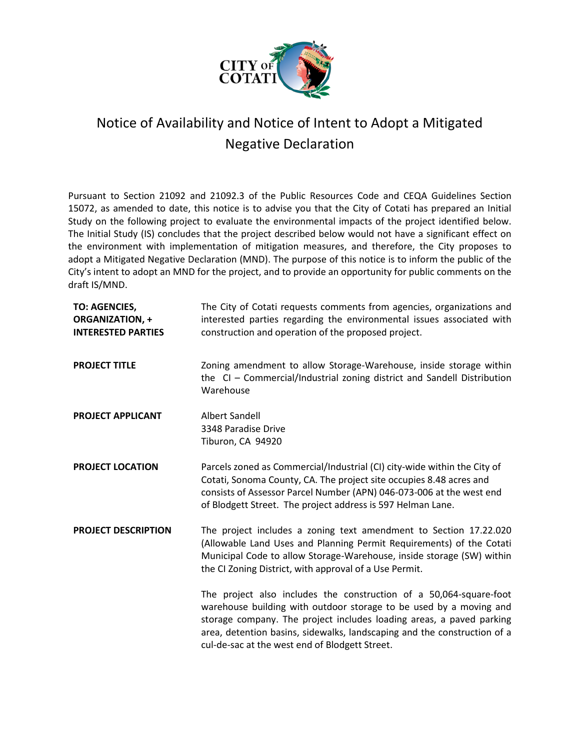# Notice of Availability and Notice of Intent to Adopt a Mitigated Negative Declaration

Pursuant to Section 21092 and 21092.3 of the Public Resources Code and CEQA Guidelines Section 15072, as amended to date, this notice is to advise you that the City of Cotati has prepared an Initial Study on the following project to evaluate the environmental impacts of the project identified below. The Initial Study (IS) concludes that the project described below would not have a significant effect on the environment with implementation of mitigation measures, and therefore, the City proposes to adopt a Mitigated Negative Declaration (MND). The purpose of this notice is to inform the public of the City's intent to adopt an MND for the project, and to provide an opportunity for public comments on the draft IS/MND.

**TO: AGENCIES, ORGANIZATION, + INTERESTED PARTIES**

The City of Cotati requests comments from agencies, organizations and interested parties regarding the environmental issues associated with construction and operation of the proposed project.

**PROJECT TITLE**

Zoning amendment to allow Storage-Warehouse, inside storage within the CI – Commercial/Industrial zoning district and Sandell Distribution Warehouse

**PROJECT APPLICANT**

Albert Sandell
3348 Paradise Drive
Tiburon, CA 94920

**PROJECT LOCATION**

Parcels zoned as Commercial/Industrial (CI) city-wide within the City of Cotati, Sonoma County, CA. The project site occupies 8.48 acres and consists of Assessor Parcel Number (APN) 046-073-006 at the west end of Blodgett Street. The project address is 597 Helman Lane.

**PROJECT DESCRIPTION**

The project includes a zoning text amendment to Section 17.22.020 (Allowable Land Uses and Planning Permit Requirements) of the Cotati Municipal Code to allow Storage-Warehouse, inside storage (SW) within the CI Zoning District, with approval of a Use Permit.

The project also includes the construction of a 50,064-square-foot warehouse building with outdoor storage to be used by a moving and storage company. The project includes loading areas, a paved parking area, detention basins, sidewalks, landscaping and the construction of a cul-de-sac at the west end of Blodgett Street.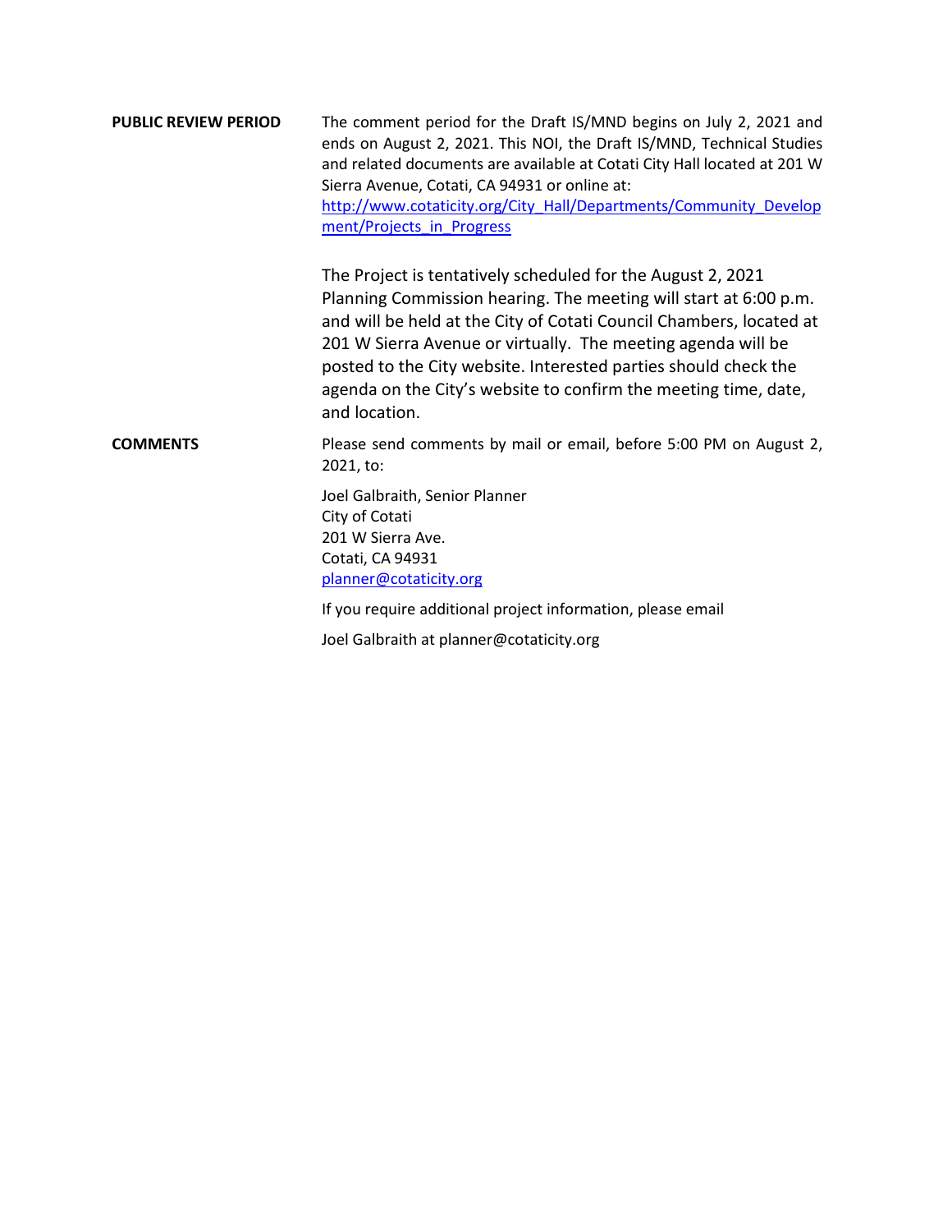**PUBLIC REVIEW PERIOD**

The comment period for the Draft IS/MND begins on July 2, 2021 and ends on August 2, 2021. This NOI, the Draft IS/MND, Technical Studies and related documents are available at Cotati City Hall located at 201 W Sierra Avenue, Cotati, CA 94931 or online at: [http://www.cotaticity.org/City_Hall/Departments/Community_Development/Projects_in_Progress](http://www.cotaticity.org/City_Hall/Departments/Community_Development/Projects_in_Progress)

The Project is tentatively scheduled for the August 2, 2021 Planning Commission hearing. The meeting will start at 6:00 p.m. and will be held at the City of Cotati Council Chambers, located at 201 W Sierra Avenue or virtually. The meeting agenda will be posted to the City website. Interested parties should check the agenda on the City's website to confirm the meeting time, date, and location.

**COMMENTS**

Please send comments by mail or email, before 5:00 PM on August 2, 2021, to:

Joel Galbraith, Senior Planner
City of Cotati
201 W Sierra Ave.
Cotati, CA 94931
[planner@cotaticity.org](mailto:planner@cotaticity.org)

If you require additional project information, please email

Joel Galbraith at planner@cotaticity.org